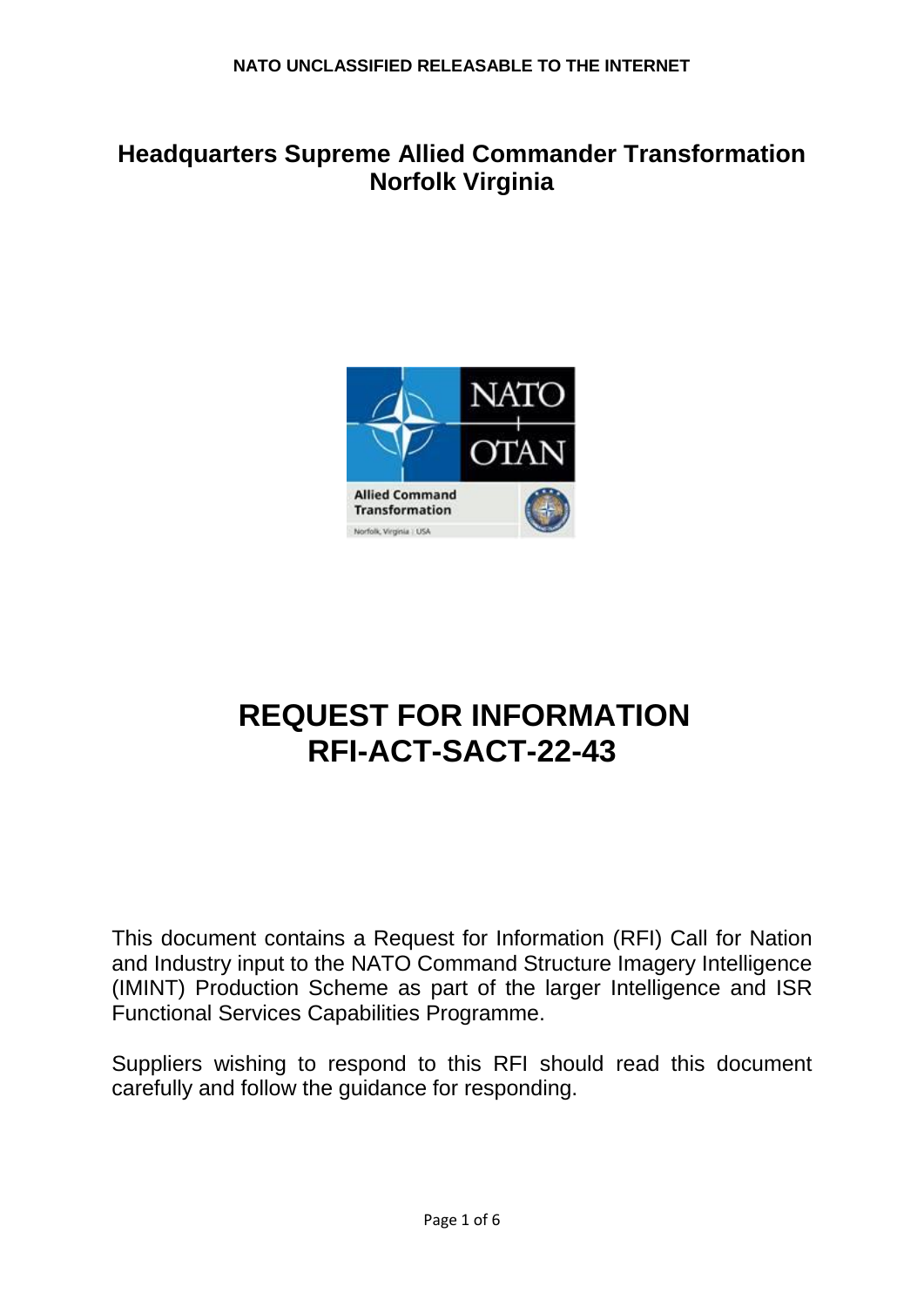NATO UNCLASSIFIED RELEASABLE TO THE INTERNET

## Headquarters Supreme Allied Commander Transformation Norfolk Virginia

# REQUEST FOR INFORMATION RFI-ACT-SACT-22-43

This document contains a Request for Information (RFI) Call for Nation and Industry input to the NATO Command Structure Imagery Intelligence (IMINT) Production Scheme as part of the larger Intelligence and ISR Functional Services Capabilities Programme.

Suppliers wishing to respond to this RFI should read this document carefully and follow the guidance for responding.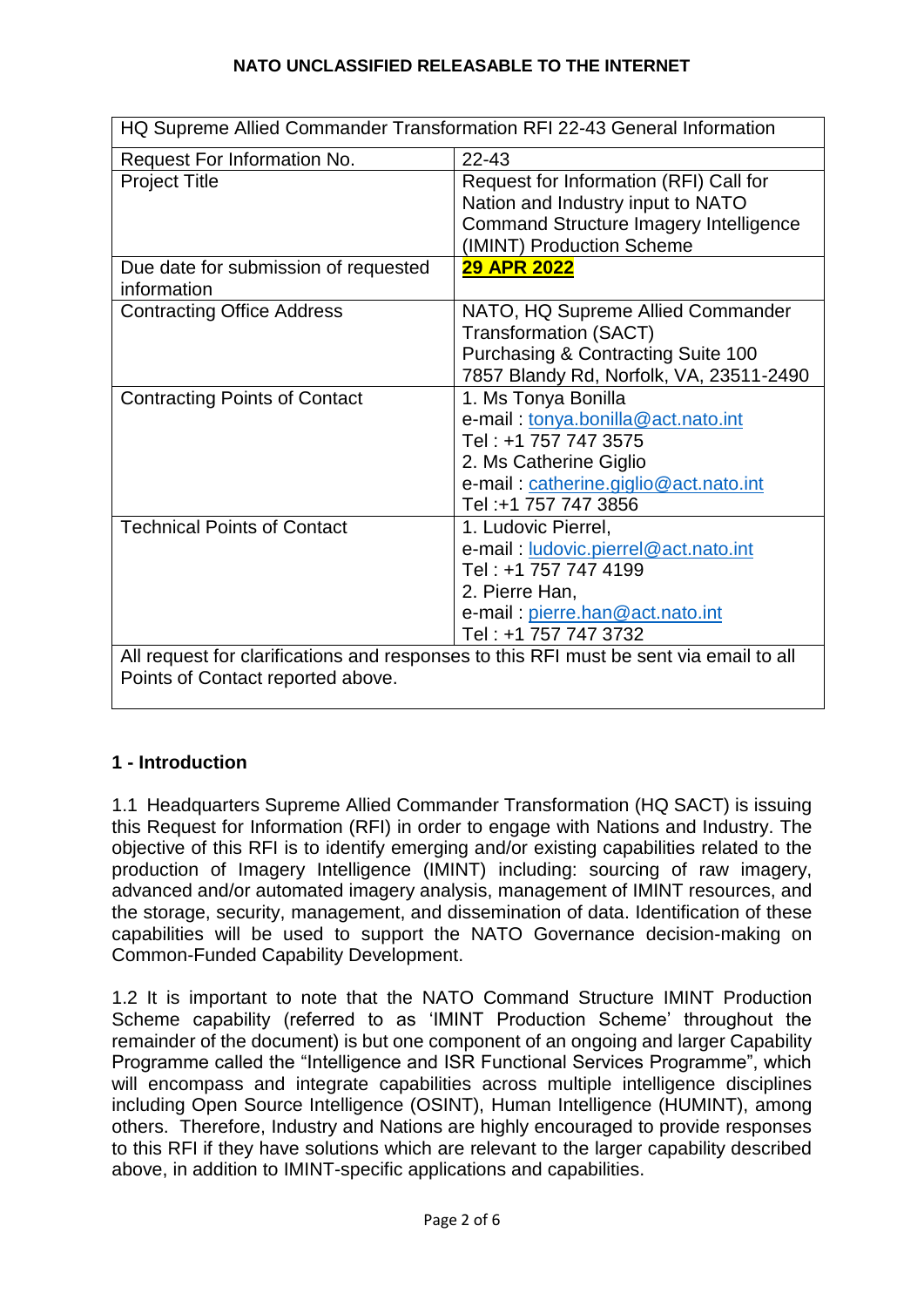| HQ Supreme Allied Commander Transformation RFI 22-43 General Information | |
|---|---|
| Request For Information No. | 22-43 |
| Project Title | Request for Information (RFI) Call for Nation and Industry input to NATO Command Structure Imagery Intelligence (IMINT) Production Scheme |
| Due date for submission of requested information | **29 APR 2022** |
| Contracting Office Address | NATO, HQ Supreme Allied Commander Transformation (SACT) Purchasing & Contracting Suite 100 7857 Blandy Rd, Norfolk, VA, 23511-2490 |
| Contracting Points of Contact | 1. Ms Tonya Bonilla e-mail : tonya.bonilla@act.nato.int Tel : +1 757 747 3575 2. Ms Catherine Giglio e-mail : catherine.giglio@act.nato.int Tel :+1 757 747 3856 |
| Technical Points of Contact | 1. Ludovic Pierrel, e-mail : ludovic.pierrel@act.nato.int Tel : +1 757 747 4199 2. Pierre Han, e-mail : pierre.han@act.nato.int Tel : +1 757 747 3732 |
| All request for clarifications and responses to this RFI must be sent via email to all Points of Contact reported above. | |

## 1 - Introduction

1.1 Headquarters Supreme Allied Commander Transformation (HQ SACT) is issuing this Request for Information (RFI) in order to engage with Nations and Industry. The objective of this RFI is to identify emerging and/or existing capabilities related to the production of Imagery Intelligence (IMINT) including: sourcing of raw imagery, advanced and/or automated imagery analysis, management of IMINT resources, and the storage, security, management, and dissemination of data. Identification of these capabilities will be used to support the NATO Governance decision-making on Common-Funded Capability Development.

1.2 It is important to note that the NATO Command Structure IMINT Production Scheme capability (referred to as 'IMINT Production Scheme' throughout the remainder of the document) is but one component of an ongoing and larger Capability Programme called the "Intelligence and ISR Functional Services Programme", which will encompass and integrate capabilities across multiple intelligence disciplines including Open Source Intelligence (OSINT), Human Intelligence (HUMINT), among others. Therefore, Industry and Nations are highly encouraged to provide responses to this RFI if they have solutions which are relevant to the larger capability described above, in addition to IMINT-specific applications and capabilities.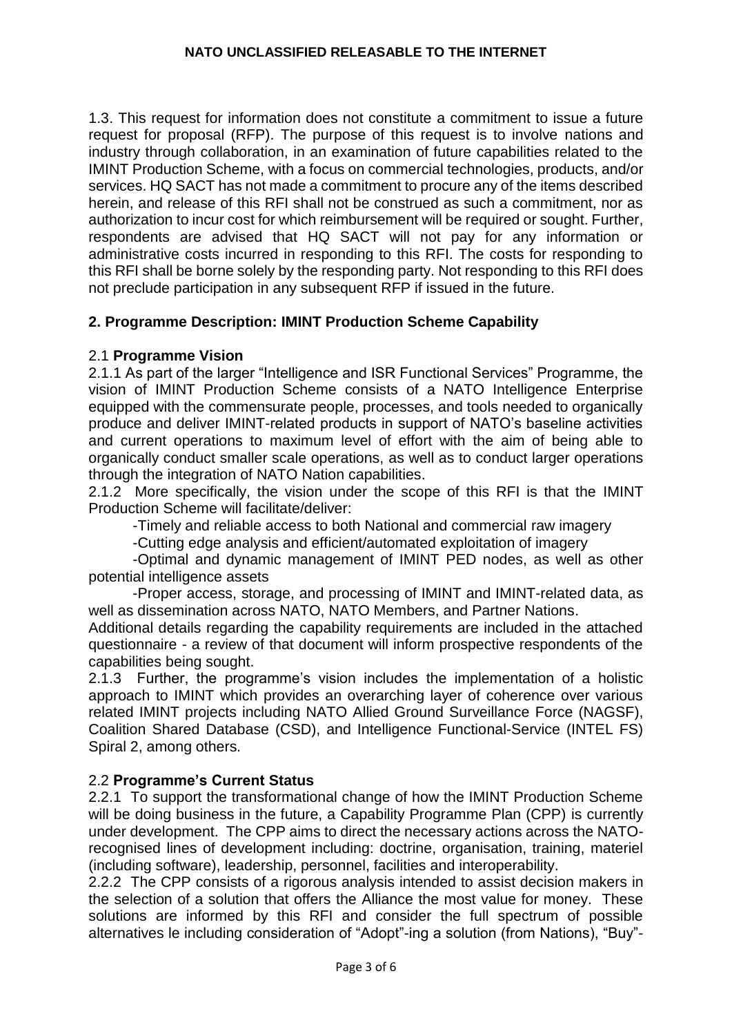1.3. This request for information does not constitute a commitment to issue a future request for proposal (RFP). The purpose of this request is to involve nations and industry through collaboration, in an examination of future capabilities related to the IMINT Production Scheme, with a focus on commercial technologies, products, and/or services. HQ SACT has not made a commitment to procure any of the items described herein, and release of this RFI shall not be construed as such a commitment, nor as authorization to incur cost for which reimbursement will be required or sought. Further, respondents are advised that HQ SACT will not pay for any information or administrative costs incurred in responding to this RFI. The costs for responding to this RFI shall be borne solely by the responding party. Not responding to this RFI does not preclude participation in any subsequent RFP if issued in the future.

## 2. Programme Description: IMINT Production Scheme Capability

### 2.1 Programme Vision

2.1.1 As part of the larger "Intelligence and ISR Functional Services" Programme, the vision of IMINT Production Scheme consists of a NATO Intelligence Enterprise equipped with the commensurate people, processes, and tools needed to organically produce and deliver IMINT-related products in support of NATO's baseline activities and current operations to maximum level of effort with the aim of being able to organically conduct smaller scale operations, as well as to conduct larger operations through the integration of NATO Nation capabilities.

2.1.2 More specifically, the vision under the scope of this RFI is that the IMINT Production Scheme will facilitate/deliver:

-Timely and reliable access to both National and commercial raw imagery

-Cutting edge analysis and efficient/automated exploitation of imagery

-Optimal and dynamic management of IMINT PED nodes, as well as other potential intelligence assets

-Proper access, storage, and processing of IMINT and IMINT-related data, as well as dissemination across NATO, NATO Members, and Partner Nations.

Additional details regarding the capability requirements are included in the attached questionnaire - a review of that document will inform prospective respondents of the capabilities being sought.

2.1.3 Further, the programme's vision includes the implementation of a holistic approach to IMINT which provides an overarching layer of coherence over various related IMINT projects including NATO Allied Ground Surveillance Force (NAGSF), Coalition Shared Database (CSD), and Intelligence Functional-Service (INTEL FS) Spiral 2, among others.

### 2.2 Programme's Current Status

2.2.1 To support the transformational change of how the IMINT Production Scheme will be doing business in the future, a Capability Programme Plan (CPP) is currently under development. The CPP aims to direct the necessary actions across the NATO-recognised lines of development including: doctrine, organisation, training, materiel (including software), leadership, personnel, facilities and interoperability.

2.2.2 The CPP consists of a rigorous analysis intended to assist decision makers in the selection of a solution that offers the Alliance the most value for money. These solutions are informed by this RFI and consider the full spectrum of possible alternatives Ie including consideration of "Adopt"-ing a solution (from Nations), "Buy"-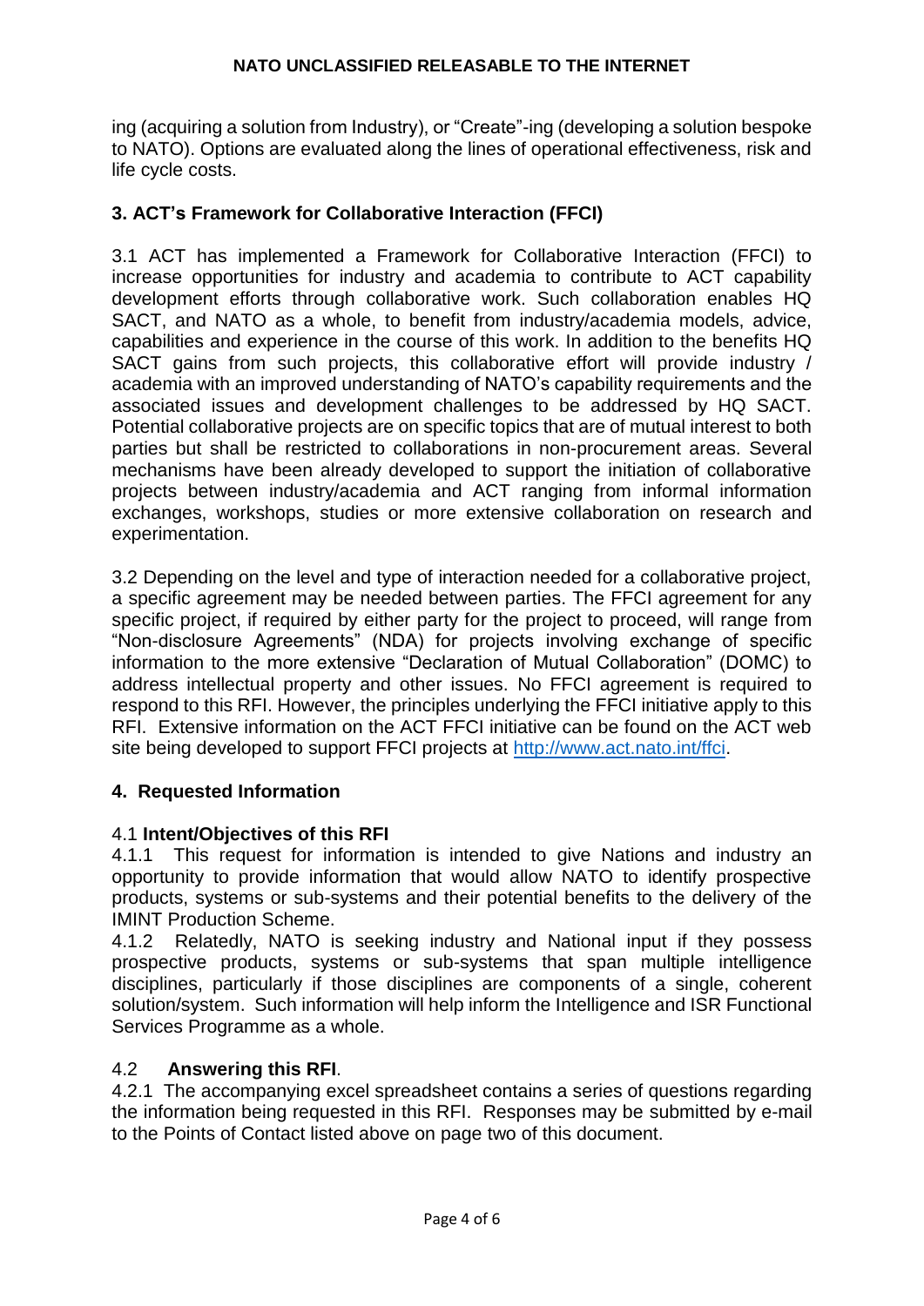ing (acquiring a solution from Industry), or "Create"-ing (developing a solution bespoke to NATO). Options are evaluated along the lines of operational effectiveness, risk and life cycle costs.

## 3. ACT's Framework for Collaborative Interaction (FFCI)

3.1 ACT has implemented a Framework for Collaborative Interaction (FFCI) to increase opportunities for industry and academia to contribute to ACT capability development efforts through collaborative work. Such collaboration enables HQ SACT, and NATO as a whole, to benefit from industry/academia models, advice, capabilities and experience in the course of this work. In addition to the benefits HQ SACT gains from such projects, this collaborative effort will provide industry / academia with an improved understanding of NATO's capability requirements and the associated issues and development challenges to be addressed by HQ SACT. Potential collaborative projects are on specific topics that are of mutual interest to both parties but shall be restricted to collaborations in non-procurement areas. Several mechanisms have been already developed to support the initiation of collaborative projects between industry/academia and ACT ranging from informal information exchanges, workshops, studies or more extensive collaboration on research and experimentation.

3.2 Depending on the level and type of interaction needed for a collaborative project, a specific agreement may be needed between parties. The FFCI agreement for any specific project, if required by either party for the project to proceed, will range from "Non-disclosure Agreements" (NDA) for projects involving exchange of specific information to the more extensive "Declaration of Mutual Collaboration" (DOMC) to address intellectual property and other issues. No FFCI agreement is required to respond to this RFI. However, the principles underlying the FFCI initiative apply to this RFI. Extensive information on the ACT FFCI initiative can be found on the ACT web site being developed to support FFCI projects at [http://www.act.nato.int/ffci](http://www.act.nato.int/ffci).

## 4. Requested Information

### 4.1 **Intent/Objectives of this RFI**

4.1.1 This request for information is intended to give Nations and industry an opportunity to provide information that would allow NATO to identify prospective products, systems or sub-systems and their potential benefits to the delivery of the IMINT Production Scheme.

4.1.2 Relatedly, NATO is seeking industry and National input if they possess prospective products, systems or sub-systems that span multiple intelligence disciplines, particularly if those disciplines are components of a single, coherent solution/system. Such information will help inform the Intelligence and ISR Functional Services Programme as a whole.

### 4.2 **Answering this RFI**.

4.2.1 The accompanying excel spreadsheet contains a series of questions regarding the information being requested in this RFI. Responses may be submitted by e-mail to the Points of Contact listed above on page two of this document.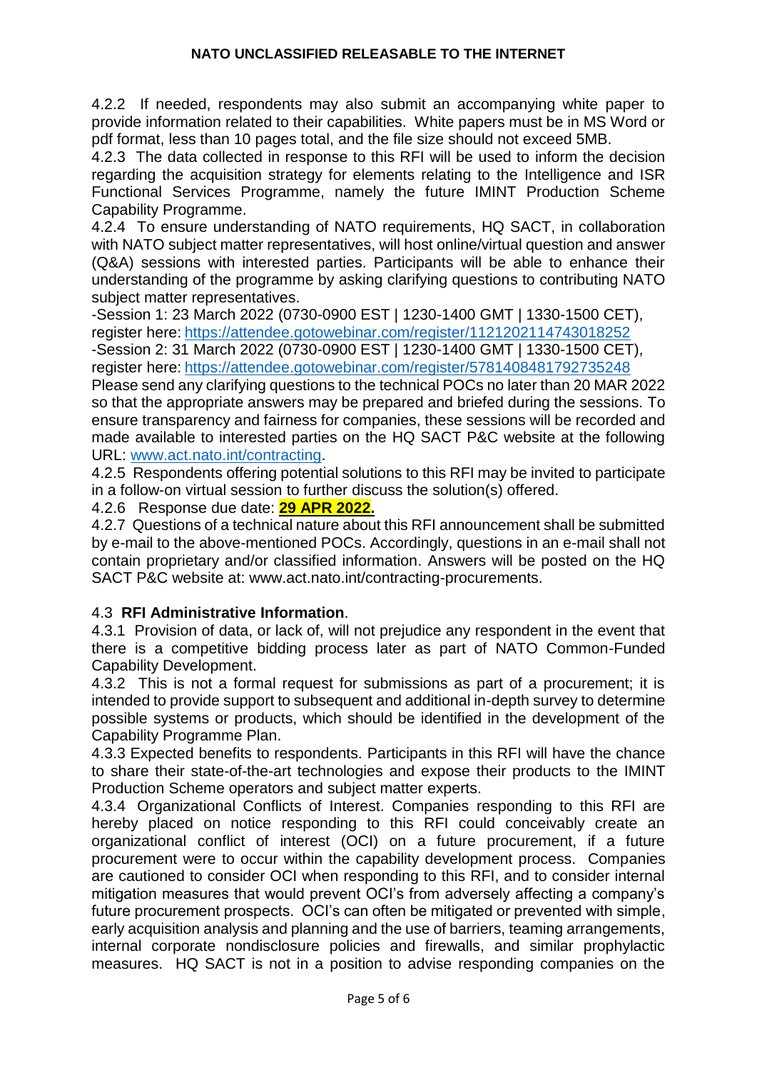4.2.2 If needed, respondents may also submit an accompanying white paper to provide information related to their capabilities. White papers must be in MS Word or pdf format, less than 10 pages total, and the file size should not exceed 5MB.

4.2.3 The data collected in response to this RFI will be used to inform the decision regarding the acquisition strategy for elements relating to the Intelligence and ISR Functional Services Programme, namely the future IMINT Production Scheme Capability Programme.

4.2.4 To ensure understanding of NATO requirements, HQ SACT, in collaboration with NATO subject matter representatives, will host online/virtual question and answer (Q&A) sessions with interested parties. Participants will be able to enhance their understanding of the programme by asking clarifying questions to contributing NATO subject matter representatives.

-Session 1: 23 March 2022 (0730-0900 EST | 1230-1400 GMT | 1330-1500 CET), register here: https://attendee.gotowebinar.com/register/1121202114743018252

-Session 2: 31 March 2022 (0730-0900 EST | 1230-1400 GMT | 1330-1500 CET), register here: https://attendee.gotowebinar.com/register/5781408481792735248

Please send any clarifying questions to the technical POCs no later than 20 MAR 2022 so that the appropriate answers may be prepared and briefed during the sessions. To ensure transparency and fairness for companies, these sessions will be recorded and made available to interested parties on the HQ SACT P&C website at the following URL: www.act.nato.int/contracting.

4.2.5 Respondents offering potential solutions to this RFI may be invited to participate in a follow-on virtual session to further discuss the solution(s) offered.

4.2.6 Response due date: **29 APR 2022.**

4.2.7 Questions of a technical nature about this RFI announcement shall be submitted by e-mail to the above-mentioned POCs. Accordingly, questions in an e-mail shall not contain proprietary and/or classified information. Answers will be posted on the HQ SACT P&C website at: www.act.nato.int/contracting-procurements.

4.3 **RFI Administrative Information**.

4.3.1 Provision of data, or lack of, will not prejudice any respondent in the event that there is a competitive bidding process later as part of NATO Common-Funded Capability Development.

4.3.2 This is not a formal request for submissions as part of a procurement; it is intended to provide support to subsequent and additional in-depth survey to determine possible systems or products, which should be identified in the development of the Capability Programme Plan.

4.3.3 Expected benefits to respondents. Participants in this RFI will have the chance to share their state-of-the-art technologies and expose their products to the IMINT Production Scheme operators and subject matter experts.

4.3.4 Organizational Conflicts of Interest. Companies responding to this RFI are hereby placed on notice responding to this RFI could conceivably create an organizational conflict of interest (OCI) on a future procurement, if a future procurement were to occur within the capability development process. Companies are cautioned to consider OCI when responding to this RFI, and to consider internal mitigation measures that would prevent OCI's from adversely affecting a company's future procurement prospects. OCI's can often be mitigated or prevented with simple, early acquisition analysis and planning and the use of barriers, teaming arrangements, internal corporate nondisclosure policies and firewalls, and similar prophylactic measures. HQ SACT is not in a position to advise responding companies on the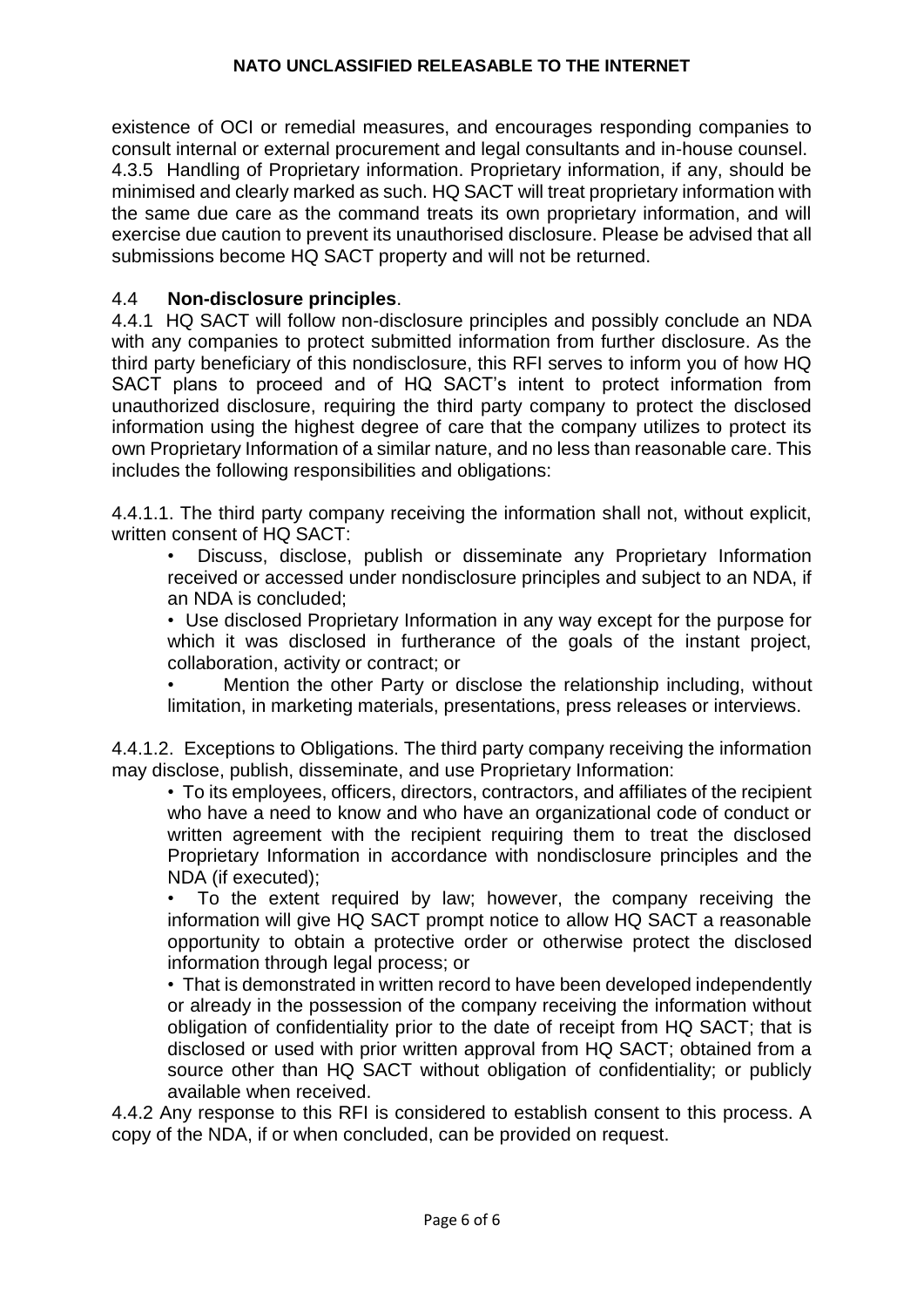existence of OCI or remedial measures, and encourages responding companies to consult internal or external procurement and legal consultants and in-house counsel.

4.3.5 Handling of Proprietary information. Proprietary information, if any, should be minimised and clearly marked as such. HQ SACT will treat proprietary information with the same due care as the command treats its own proprietary information, and will exercise due caution to prevent its unauthorised disclosure. Please be advised that all submissions become HQ SACT property and will not be returned.

4.4 **Non-disclosure principles**.

4.4.1 HQ SACT will follow non-disclosure principles and possibly conclude an NDA with any companies to protect submitted information from further disclosure. As the third party beneficiary of this nondisclosure, this RFI serves to inform you of how HQ SACT plans to proceed and of HQ SACT's intent to protect information from unauthorized disclosure, requiring the third party company to protect the disclosed information using the highest degree of care that the company utilizes to protect its own Proprietary Information of a similar nature, and no less than reasonable care. This includes the following responsibilities and obligations:

4.4.1.1. The third party company receiving the information shall not, without explicit, written consent of HQ SACT:

- Discuss, disclose, publish or disseminate any Proprietary Information received or accessed under nondisclosure principles and subject to an NDA, if an NDA is concluded;
- Use disclosed Proprietary Information in any way except for the purpose for which it was disclosed in furtherance of the goals of the instant project, collaboration, activity or contract; or
- Mention the other Party or disclose the relationship including, without limitation, in marketing materials, presentations, press releases or interviews.

4.4.1.2. Exceptions to Obligations. The third party company receiving the information may disclose, publish, disseminate, and use Proprietary Information:

- To its employees, officers, directors, contractors, and affiliates of the recipient who have a need to know and who have an organizational code of conduct or written agreement with the recipient requiring them to treat the disclosed Proprietary Information in accordance with nondisclosure principles and the NDA (if executed);
- To the extent required by law; however, the company receiving the information will give HQ SACT prompt notice to allow HQ SACT a reasonable opportunity to obtain a protective order or otherwise protect the disclosed information through legal process; or
- That is demonstrated in written record to have been developed independently or already in the possession of the company receiving the information without obligation of confidentiality prior to the date of receipt from HQ SACT; that is disclosed or used with prior written approval from HQ SACT; obtained from a source other than HQ SACT without obligation of confidentiality; or publicly available when received.

4.4.2 Any response to this RFI is considered to establish consent to this process. A copy of the NDA, if or when concluded, can be provided on request.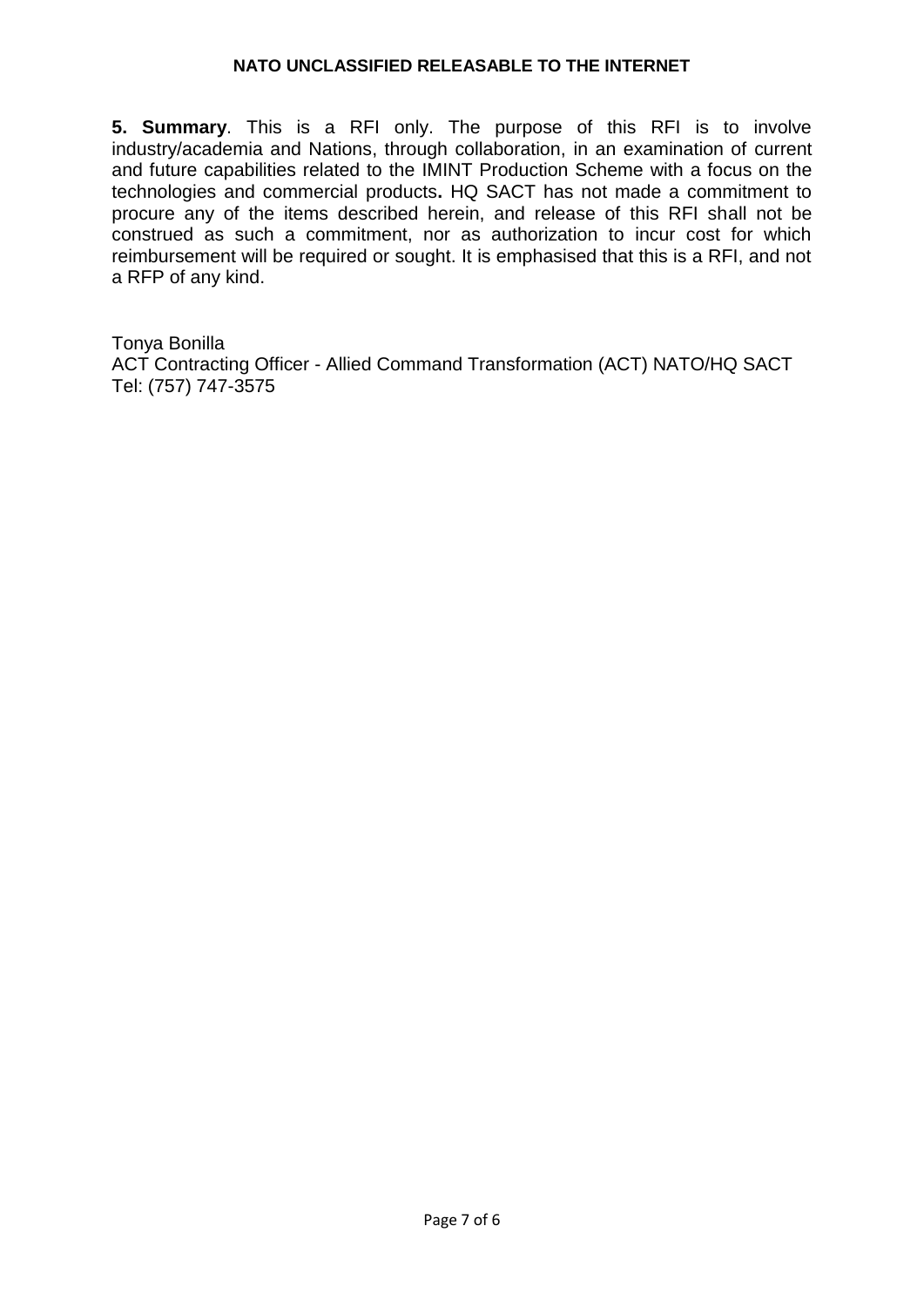**5. Summary**. This is a RFI only. The purpose of this RFI is to involve industry/academia and Nations, through collaboration, in an examination of current and future capabilities related to the IMINT Production Scheme with a focus on the technologies and commercial products**.** HQ SACT has not made a commitment to procure any of the items described herein, and release of this RFI shall not be construed as such a commitment, nor as authorization to incur cost for which reimbursement will be required or sought. It is emphasised that this is a RFI, and not a RFP of any kind.

Tonya Bonilla
ACT Contracting Officer - Allied Command Transformation (ACT) NATO/HQ SACT
Tel: (757) 747-3575